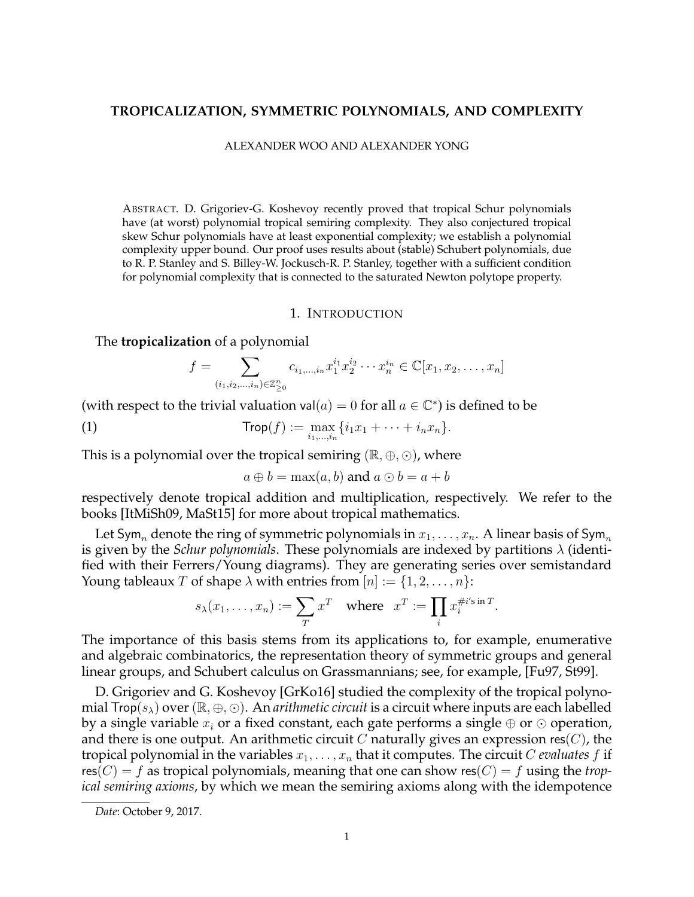# TROPICALIZATION, SYMMETRIC POLYNOMIALS, AND COMPLEXITY

ALEXANDER WOO AND ALEXANDER YONG

ABSTRACT. D. Grigoriev-G. Koshevoy recently proved that tropical Schur polynomials have (at worst) polynomial tropical semiring complexity. They also conjectured tropical skew Schur polynomials have at least exponential complexity; we establish a polynomial complexity upper bound. Our proof uses results about (stable) Schubert polynomials, due to R. P. Stanley and S. Billey-W. Jockusch-R. P. Stanley, together with a sufficient condition for polynomial complexity that is connected to the saturated Newton polytope property.

## 1. INTRODUCTION

The **tropicalization** of a polynomial

$$f = \sum_{(i_1, i_2, \ldots, i_n) \in \mathbb{Z}^n_{\geq 0}} c_{i_1, \ldots, i_n} x_1^{i_1} x_2^{i_2} \cdots x_n^{i_n} \in \mathbb{C}[x_1, x_2, \ldots, x_n]$$

(with respect to the trivial valuation $\mathsf{val}(a) = 0$ for all $a \in \mathbb{C}^*$) is defined to be

$$\mathsf{Trop}(f) := \max_{i_1, \ldots, i_n} \{i_1 x_1 + \cdots + i_n x_n\}. \tag{1}$$

This is a polynomial over the tropical semiring $(\mathbb{R}, \oplus, \odot)$, where

$$a \oplus b = \max(a, b) \text{ and } a \odot b = a + b$$

respectively denote tropical addition and multiplication, respectively. We refer to the books [ItMiSh09, MaSt15] for more about tropical mathematics.

Let $\mathsf{Sym}_n$ denote the ring of symmetric polynomials in $x_1, \ldots, x_n$. A linear basis of $\mathsf{Sym}_n$ is given by the *Schur polynomials*. These polynomials are indexed by partitions $\lambda$ (identified with their Ferrers/Young diagrams). They are generating series over semistandard Young tableaux $T$ of shape $\lambda$ with entries from $[n] := \{1, 2, \ldots, n\}$:

$$s_\lambda(x_1, \ldots, x_n) := \sum_T x^T \quad \text{where} \quad x^T := \prod_i x_i^{\#i\text{'s in } T}.$$

The importance of this basis stems from its applications to, for example, enumerative and algebraic combinatorics, the representation theory of symmetric groups and general linear groups, and Schubert calculus on Grassmannians; see, for example, [Fu97, St99].

D. Grigoriev and G. Koshevoy [GrKo16] studied the complexity of the tropical polynomial $\mathsf{Trop}(s_\lambda)$ over $(\mathbb{R}, \oplus, \odot)$. An *arithmetic circuit* is a circuit where inputs are each labelled by a single variable $x_i$ or a fixed constant, each gate performs a single $\oplus$ or $\odot$ operation, and there is one output. An arithmetic circuit $C$ naturally gives an expression $\mathsf{res}(C)$, the tropical polynomial in the variables $x_1, \ldots, x_n$ that it computes. The circuit $C$ *evaluates* $f$ if $\mathsf{res}(C) = f$ as tropical polynomials, meaning that one can show $\mathsf{res}(C) = f$ using the *tropical semiring axioms*, by which we mean the semiring axioms along with the idempotence

*Date*: October 9, 2017.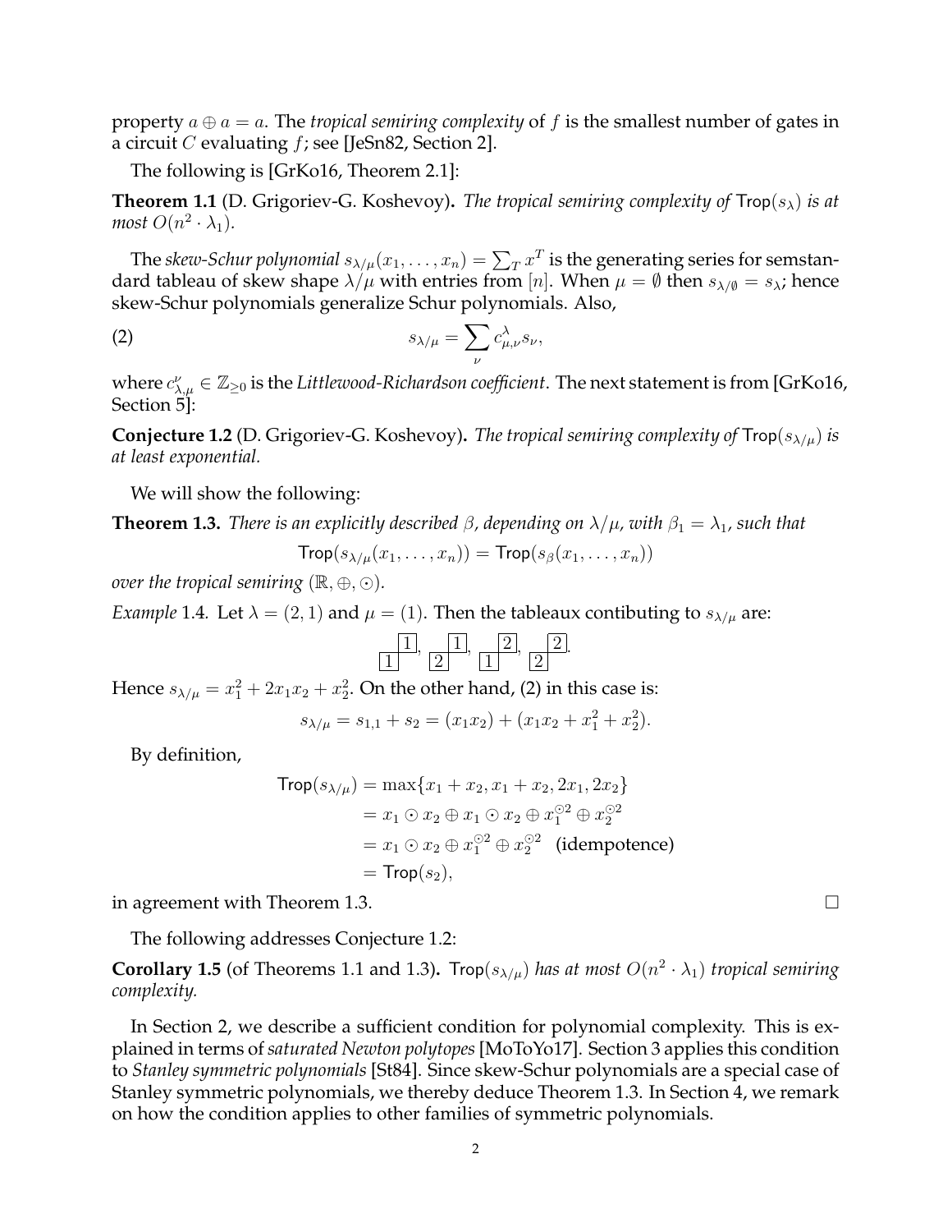property $a \oplus a = a$. The *tropical semiring complexity* of $f$ is the smallest number of gates in a circuit $C$ evaluating $f$; see [JeSn82, Section 2].

The following is [GrKo16, Theorem 2.1]:

**Theorem 1.1** (D. Grigoriev-G. Koshevoy)**.** *The tropical semiring complexity of* $\mathsf{Trop}(s_\lambda)$ *is at most* $O(n^2 \cdot \lambda_1)$.

The *skew-Schur polynomial* $s_{\lambda/\mu}(x_1, \ldots, x_n) = \sum_T x^T$ is the generating series for semstandard tableau of skew shape $\lambda/\mu$ with entries from $[n]$. When $\mu = \emptyset$ then $s_{\lambda/\emptyset} = s_\lambda$; hence skew-Schur polynomials generalize Schur polynomials. Also,

$$s_{\lambda/\mu} = \sum_{\nu} c^{\lambda}_{\mu,\nu} s_\nu, \tag{2}$$

where $c^{\nu}_{\lambda,\mu} \in \mathbb{Z}_{\geq 0}$ is the *Littlewood-Richardson coefficient*. The next statement is from [GrKo16, Section 5]:

**Conjecture 1.2** (D. Grigoriev-G. Koshevoy)**.** *The tropical semiring complexity of* $\mathsf{Trop}(s_{\lambda/\mu})$ *is at least exponential.*

We will show the following:

**Theorem 1.3.** *There is an explicitly described* $\beta$*, depending on* $\lambda/\mu$*, with* $\beta_1 = \lambda_1$*, such that*

$$\mathsf{Trop}(s_{\lambda/\mu}(x_1, \ldots, x_n)) = \mathsf{Trop}(s_\beta(x_1, \ldots, x_n))$$

*over the tropical semiring* $(\mathbb{R}, \oplus, \odot)$.

*Example* 1.4. Let $\lambda = (2, 1)$ and $\mu = (1)$. Then the tableaux contibuting to $s_{\lambda/\mu}$ are:

$$\begin{array}{cc} & \boxed{1} \\ \boxed{1} & \end{array}, \quad \begin{array}{cc} & \boxed{1} \\ \boxed{2} & \end{array}, \quad \begin{array}{cc} & \boxed{2} \\ \boxed{1} & \end{array}, \quad \begin{array}{cc} & \boxed{2} \\ \boxed{2} & \end{array}.$$

Hence $s_{\lambda/\mu} = x_1^2 + 2x_1x_2 + x_2^2$. On the other hand, (2) in this case is:

$$s_{\lambda/\mu} = s_{1,1} + s_2 = (x_1x_2) + (x_1x_2 + x_1^2 + x_2^2).$$

By definition,

$$\begin{aligned}
\mathsf{Trop}(s_{\lambda/\mu}) &= \max\{x_1 + x_2, x_1 + x_2, 2x_1, 2x_2\} \\
&= x_1 \odot x_2 \oplus x_1 \odot x_2 \oplus x_1^{\odot 2} \oplus x_2^{\odot 2} \\
&= x_1 \odot x_2 \oplus x_1^{\odot 2} \oplus x_2^{\odot 2} \quad \text{(idempotence)} \\
&= \mathsf{Trop}(s_2),
\end{aligned}$$

in agreement with Theorem 1.3. □

The following addresses Conjecture 1.2:

**Corollary 1.5** (of Theorems 1.1 and 1.3)**.** $\mathsf{Trop}(s_{\lambda/\mu})$ *has at most* $O(n^2 \cdot \lambda_1)$ *tropical semiring complexity.*

In Section 2, we describe a sufficient condition for polynomial complexity. This is explained in terms of *saturated Newton polytopes* [MoToYo17]. Section 3 applies this condition to *Stanley symmetric polynomials* [St84]. Since skew-Schur polynomials are a special case of Stanley symmetric polynomials, we thereby deduce Theorem 1.3. In Section 4, we remark on how the condition applies to other families of symmetric polynomials.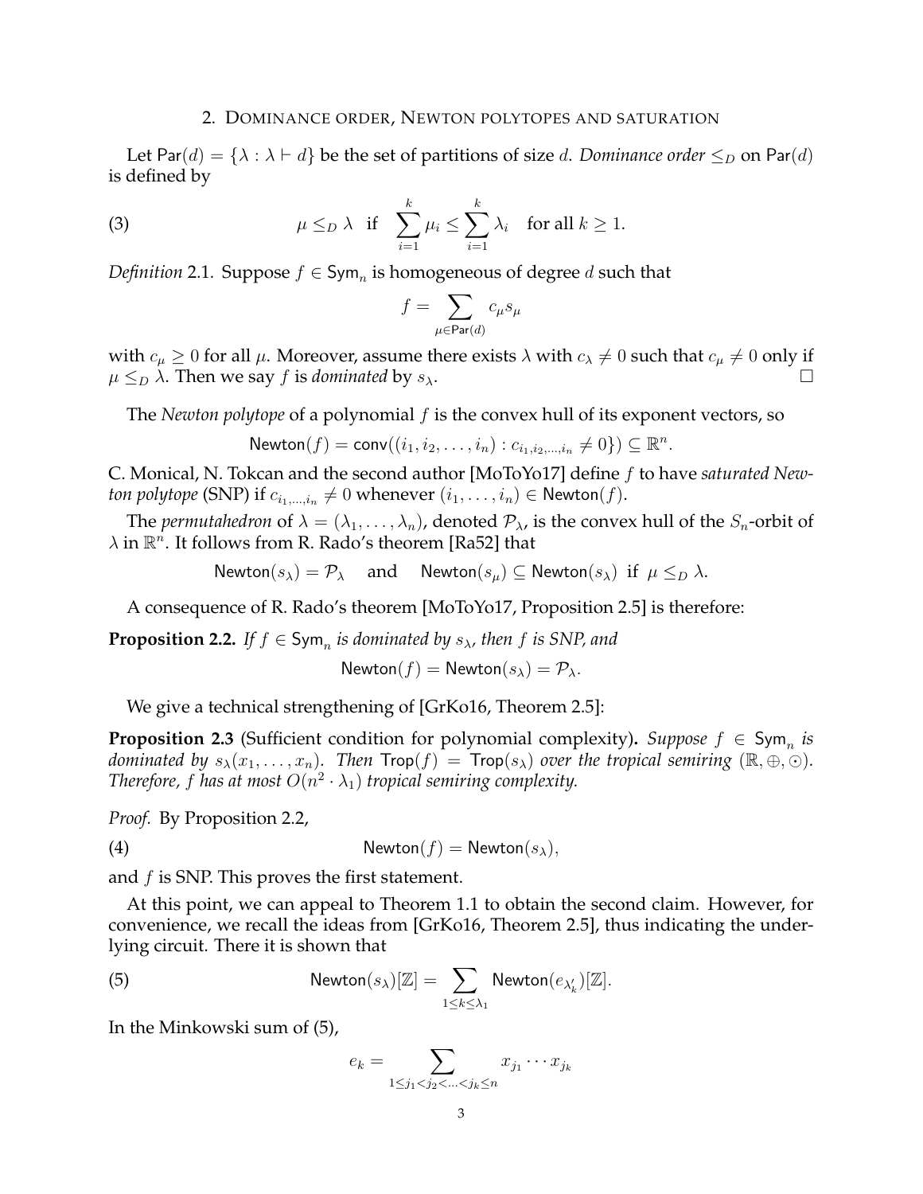## 2. Dominance order, Newton polytopes and saturation

Let $\mathsf{Par}(d) = \{\lambda : \lambda \vdash d\}$ be the set of partitions of size $d$. *Dominance order* $\leq_D$ on $\mathsf{Par}(d)$ is defined by

$$\mu \leq_D \lambda \quad \text{if} \quad \sum_{i=1}^{k} \mu_i \leq \sum_{i=1}^{k} \lambda_i \quad \text{for all } k \geq 1. \tag{3}$$

*Definition* 2.1. Suppose $f \in \mathsf{Sym}_n$ is homogeneous of degree $d$ such that

$$f = \sum_{\mu \in \mathsf{Par}(d)} c_\mu s_\mu$$

with $c_\mu \geq 0$ for all $\mu$. Moreover, assume there exists $\lambda$ with $c_\lambda \neq 0$ such that $c_\mu \neq 0$ only if $\mu \leq_D \lambda$. Then we say $f$ is *dominated* by $s_\lambda$. □

The *Newton polytope* of a polynomial $f$ is the convex hull of its exponent vectors, so

$$\mathsf{Newton}(f) = \mathsf{conv}((i_1, i_2, \ldots, i_n) : c_{i_1, i_2, \ldots, i_n} \neq 0\}) \subseteq \mathbb{R}^n.$$

C. Monical, N. Tokcan and the second author [MoToYo17] define $f$ to have *saturated Newton polytope* (SNP) if $c_{i_1,\ldots,i_n} \neq 0$ whenever $(i_1, \ldots, i_n) \in \mathsf{Newton}(f)$.

The *permutahedron* of $\lambda = (\lambda_1, \ldots, \lambda_n)$, denoted $\mathcal{P}_\lambda$, is the convex hull of the $S_n$-orbit of $\lambda$ in $\mathbb{R}^n$. It follows from R. Rado's theorem [Ra52] that

$$\mathsf{Newton}(s_\lambda) = \mathcal{P}_\lambda \quad \text{and} \quad \mathsf{Newton}(s_\mu) \subseteq \mathsf{Newton}(s_\lambda) \text{ if } \mu \leq_D \lambda.$$

A consequence of R. Rado's theorem [MoToYo17, Proposition 2.5] is therefore:

**Proposition 2.2.** *If $f \in \mathsf{Sym}_n$ is dominated by $s_\lambda$, then $f$ is SNP, and*

$$\mathsf{Newton}(f) = \mathsf{Newton}(s_\lambda) = \mathcal{P}_\lambda.$$

We give a technical strengthening of [GrKo16, Theorem 2.5]:

**Proposition 2.3** (Sufficient condition for polynomial complexity)**.** *Suppose $f \in \mathsf{Sym}_n$ is dominated by $s_\lambda(x_1, \ldots, x_n)$. Then $\mathsf{Trop}(f) = \mathsf{Trop}(s_\lambda)$ over the tropical semiring $(\mathbb{R}, \oplus, \odot)$. Therefore, $f$ has at most $O(n^2 \cdot \lambda_1)$ tropical semiring complexity.*

*Proof.* By Proposition 2.2,

$$\mathsf{Newton}(f) = \mathsf{Newton}(s_\lambda), \tag{4}$$

and $f$ is SNP. This proves the first statement.

At this point, we can appeal to Theorem 1.1 to obtain the second claim. However, for convenience, we recall the ideas from [GrKo16, Theorem 2.5], thus indicating the underlying circuit. There it is shown that

$$\mathsf{Newton}(s_\lambda)[\mathbb{Z}] = \sum_{1 \leq k \leq \lambda_1} \mathsf{Newton}(e_{\lambda'_k})[\mathbb{Z}]. \tag{5}$$

In the Minkowski sum of (5),

$$e_k = \sum_{1 \leq j_1 < j_2 < \ldots < j_k \leq n} x_{j_1} \cdots x_{j_k}$$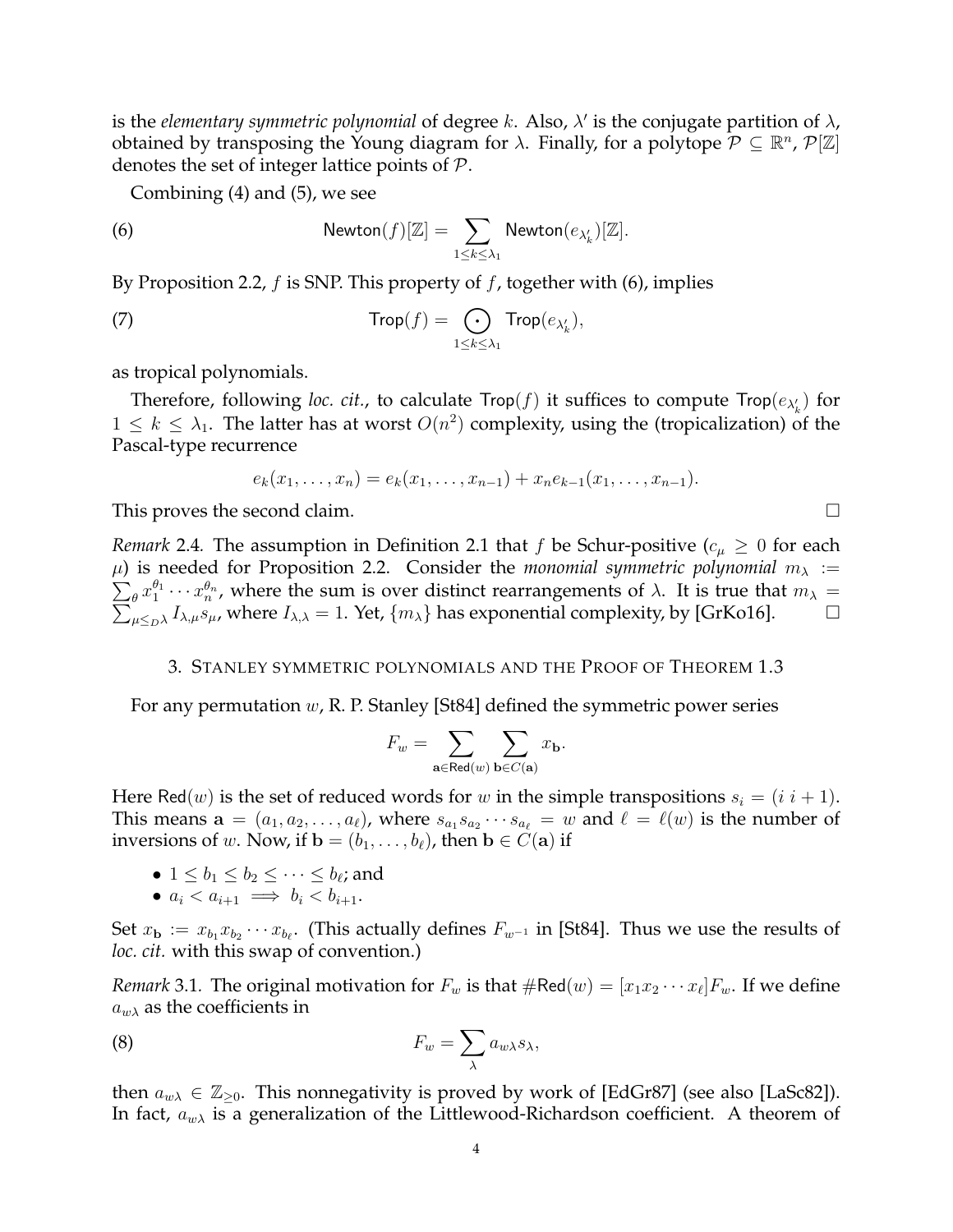is the *elementary symmetric polynomial* of degree $k$. Also, $\lambda'$ is the conjugate partition of $\lambda$, obtained by transposing the Young diagram for $\lambda$. Finally, for a polytope $\mathcal{P} \subseteq \mathbb{R}^n$, $\mathcal{P}[\mathbb{Z}]$ denotes the set of integer lattice points of $\mathcal{P}$.

Combining (4) and (5), we see

$$\mathsf{Newton}(f)[\mathbb{Z}] = \sum_{1 \leq k \leq \lambda_1} \mathsf{Newton}(e_{\lambda'_k})[\mathbb{Z}]. \tag{6}$$

By Proposition 2.2, $f$ is SNP. This property of $f$, together with (6), implies

$$\mathsf{Trop}(f) = \bigodot_{1 \leq k \leq \lambda_1} \mathsf{Trop}(e_{\lambda'_k}), \tag{7}$$

as tropical polynomials.

Therefore, following *loc. cit.*, to calculate $\mathsf{Trop}(f)$ it suffices to compute $\mathsf{Trop}(e_{\lambda'_k})$ for $1 \leq k \leq \lambda_1$. The latter has at worst $O(n^2)$ complexity, using the (tropicalization) of the Pascal-type recurrence

$$e_k(x_1, \ldots, x_n) = e_k(x_1, \ldots, x_{n-1}) + x_n e_{k-1}(x_1, \ldots, x_{n-1}).$$

This proves the second claim. □

*Remark* 2.4. The assumption in Definition 2.1 that $f$ be Schur-positive ($c_\mu \geq 0$ for each $\mu$) is needed for Proposition 2.2. Consider the *monomial symmetric polynomial* $m_\lambda := \sum_\theta x_1^{\theta_1} \cdots x_n^{\theta_n}$, where the sum is over distinct rearrangements of $\lambda$. It is true that $m_\lambda = \sum_{\mu \leq_D \lambda} I_{\lambda,\mu} s_\mu$, where $I_{\lambda,\lambda} = 1$. Yet, $\{m_\lambda\}$ has exponential complexity, by [GrKo16]. □

## 3. Stanley symmetric polynomials and the Proof of Theorem 1.3

For any permutation $w$, R. P. Stanley [St84] defined the symmetric power series

$$F_w = \sum_{\mathbf{a} \in \mathsf{Red}(w)} \sum_{\mathbf{b} \in C(\mathbf{a})} x_{\mathbf{b}}.$$

Here $\mathsf{Red}(w)$ is the set of reduced words for $w$ in the simple transpositions $s_i = (i\ i+1)$. This means $\mathbf{a} = (a_1, a_2, \ldots, a_\ell)$, where $s_{a_1} s_{a_2} \cdots s_{a_\ell} = w$ and $\ell = \ell(w)$ is the number of inversions of $w$. Now, if $\mathbf{b} = (b_1, \ldots, b_\ell)$, then $\mathbf{b} \in C(\mathbf{a})$ if

- $1 \leq b_1 \leq b_2 \leq \cdots \leq b_\ell$; and
- $a_i < a_{i+1} \implies b_i < b_{i+1}$.

Set $x_{\mathbf{b}} := x_{b_1} x_{b_2} \cdots x_{b_\ell}$. (This actually defines $F_{w^{-1}}$ in [St84]. Thus we use the results of *loc. cit.* with this swap of convention.)

*Remark* 3.1. The original motivation for $F_w$ is that $\#\mathsf{Red}(w) = [x_1 x_2 \cdots x_\ell] F_w$. If we define $a_{w\lambda}$ as the coefficients in

$$F_w = \sum_\lambda a_{w\lambda} s_\lambda, \tag{8}$$

then $a_{w\lambda} \in \mathbb{Z}_{\geq 0}$. This nonnegativity is proved by work of [EdGr87] (see also [LaSc82]). In fact, $a_{w\lambda}$ is a generalization of the Littlewood-Richardson coefficient. A theorem of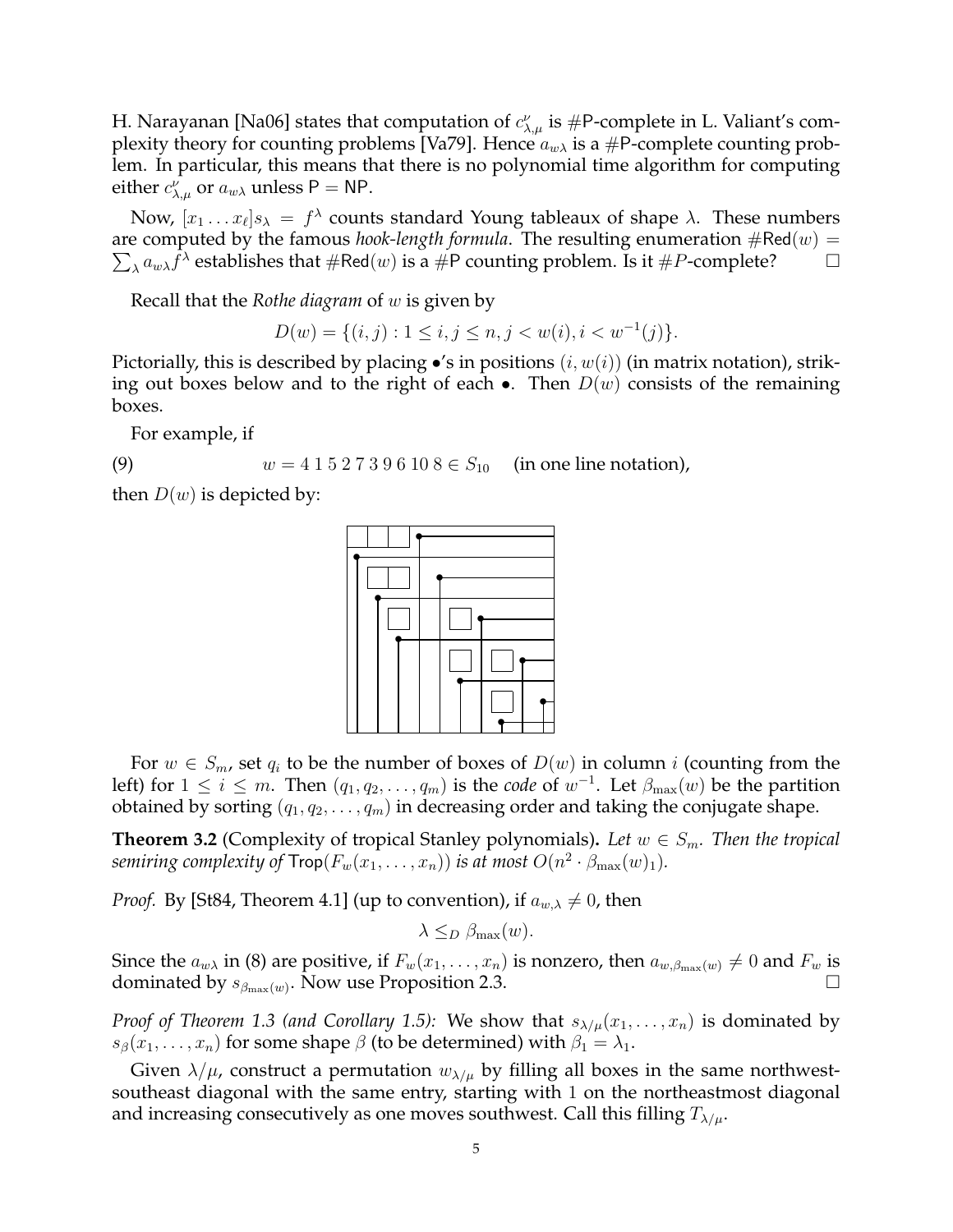H. Narayanan [Na06] states that computation of $c^{\nu}_{\lambda,\mu}$ is #P-complete in L. Valiant's complexity theory for counting problems [Va79]. Hence $a_{w\lambda}$ is a #P-complete counting problem. In particular, this means that there is no polynomial time algorithm for computing either $c^{\nu}_{\lambda,\mu}$ or $a_{w\lambda}$ unless P = NP.

Now, $[x_1 \dots x_\ell]s_\lambda = f^\lambda$ counts standard Young tableaux of shape $\lambda$. These numbers are computed by the famous *hook-length formula*. The resulting enumeration $\#\mathsf{Red}(w) = \sum_\lambda a_{w\lambda} f^\lambda$ establishes that $\#\mathsf{Red}(w)$ is a #P counting problem. Is it #$P$-complete? $\square$

Recall that the *Rothe diagram* of $w$ is given by

$$D(w) = \{(i,j) : 1 \leq i, j \leq n, j < w(i), i < w^{-1}(j)\}.$$

Pictorially, this is described by placing $\bullet$'s in positions $(i, w(i))$ (in matrix notation), striking out boxes below and to the right of each $\bullet$. Then $D(w)$ consists of the remaining boxes.

For example, if

$$w = 4\ 1\ 5\ 2\ 7\ 3\ 9\ 6\ 10\ 8 \in S_{10} \quad \text{(in one line notation)}, \tag{9}$$

then $D(w)$ is depicted by:

For $w \in S_m$, set $q_i$ to be the number of boxes of $D(w)$ in column $i$ (counting from the left) for $1 \leq i \leq m$. Then $(q_1, q_2, \dots, q_m)$ is the *code* of $w^{-1}$. Let $\beta_{\max}(w)$ be the partition obtained by sorting $(q_1, q_2, \dots, q_m)$ in decreasing order and taking the conjugate shape.

**Theorem 3.2** (Complexity of tropical Stanley polynomials)**.** *Let $w \in S_m$. Then the tropical semiring complexity of $\mathsf{Trop}(F_w(x_1, \dots, x_n))$ is at most $O(n^2 \cdot \beta_{\max}(w)_1)$.*

*Proof.* By [St84, Theorem 4.1] (up to convention), if $a_{w,\lambda} \neq 0$, then

$$\lambda \leq_D \beta_{\max}(w).$$

Since the $a_{w\lambda}$ in (8) are positive, if $F_w(x_1, \dots, x_n)$ is nonzero, then $a_{w,\beta_{\max}(w)} \neq 0$ and $F_w$ is dominated by $s_{\beta_{\max}(w)}$. Now use Proposition 2.3. $\square$

*Proof of Theorem 1.3 (and Corollary 1.5):* We show that $s_{\lambda/\mu}(x_1, \dots, x_n)$ is dominated by $s_\beta(x_1, \dots, x_n)$ for some shape $\beta$ (to be determined) with $\beta_1 = \lambda_1$.

Given $\lambda/\mu$, construct a permutation $w_{\lambda/\mu}$ by filling all boxes in the same northwest-southeast diagonal with the same entry, starting with 1 on the northeastmost diagonal and increasing consecutively as one moves southwest. Call this filling $T_{\lambda/\mu}$.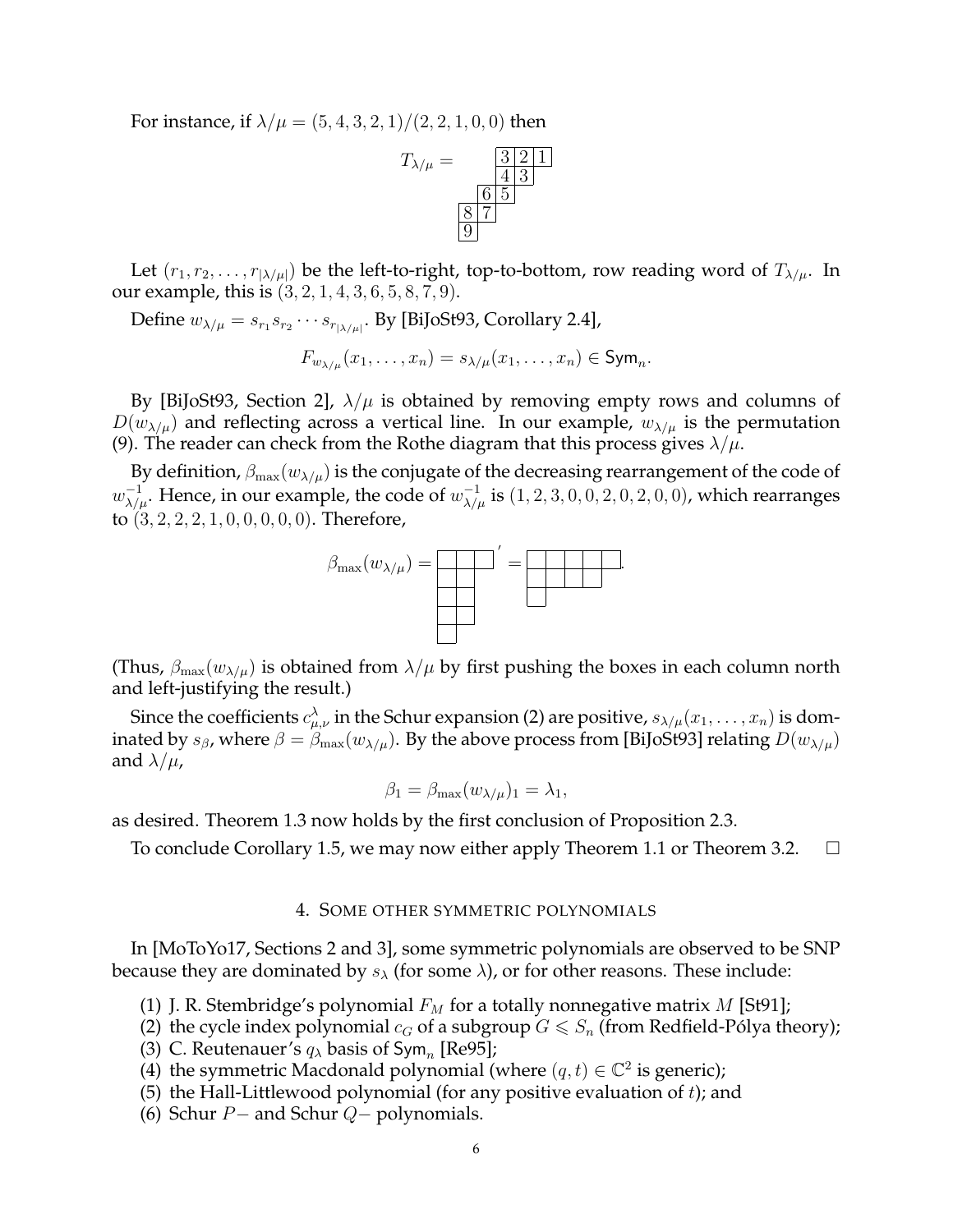For instance, if $\lambda/\mu = (5,4,3,2,1)/(2,2,1,0,0)$ then

$$T_{\lambda/\mu} = \begin{array}{ccccc} & & 3 & 2 & 1 \\ & & 4 & 3 & \\ & 6 & 5 & & \\ 8 & 7 & & & \\ 9 & & & & \end{array}$$

Let $(r_1, r_2, \ldots, r_{|\lambda/\mu|})$ be the left-to-right, top-to-bottom, row reading word of $T_{\lambda/\mu}$. In our example, this is $(3,2,1,4,3,6,5,8,7,9)$.

Define $w_{\lambda/\mu} = s_{r_1} s_{r_2} \cdots s_{r_{|\lambda/\mu|}}$. By [BiJoSt93, Corollary 2.4],

$$F_{w_{\lambda/\mu}}(x_1, \ldots, x_n) = s_{\lambda/\mu}(x_1, \ldots, x_n) \in \mathsf{Sym}_n.$$

By [BiJoSt93, Section 2], $\lambda/\mu$ is obtained by removing empty rows and columns of $D(w_{\lambda/\mu})$ and reflecting across a vertical line. In our example, $w_{\lambda/\mu}$ is the permutation (9). The reader can check from the Rothe diagram that this process gives $\lambda/\mu$.

By definition, $\beta_{\max}(w_{\lambda/\mu})$ is the conjugate of the decreasing rearrangement of the code of $w_{\lambda/\mu}^{-1}$. Hence, in our example, the code of $w_{\lambda/\mu}^{-1}$ is $(1,2,3,0,0,2,0,2,0,0)$, which rearranges to $(3,2,2,2,1,0,0,0,0,0)$. Therefore,

$$\beta_{\max}(w_{\lambda/\mu}) = (3,2,2,2,1)' = (5,4,1).$$

(Thus, $\beta_{\max}(w_{\lambda/\mu})$ is obtained from $\lambda/\mu$ by first pushing the boxes in each column north and left-justifying the result.)

Since the coefficients $c^{\lambda}_{\mu,\nu}$ in the Schur expansion (2) are positive, $s_{\lambda/\mu}(x_1, \ldots, x_n)$ is dominated by $s_\beta$, where $\beta = \beta_{\max}(w_{\lambda/\mu})$. By the above process from [BiJoSt93] relating $D(w_{\lambda/\mu})$ and $\lambda/\mu$,

$$\beta_1 = \beta_{\max}(w_{\lambda/\mu})_1 = \lambda_1,$$

as desired. Theorem 1.3 now holds by the first conclusion of Proposition 2.3.

To conclude Corollary 1.5, we may now either apply Theorem 1.1 or Theorem 3.2. $\square$

## 4. Some other symmetric polynomials

In [MoToYo17, Sections 2 and 3], some symmetric polynomials are observed to be SNP because they are dominated by $s_\lambda$ (for some $\lambda$), or for other reasons. These include:

1. J. R. Stembridge's polynomial $F_M$ for a totally nonnegative matrix $M$ [St91];
2. the cycle index polynomial $c_G$ of a subgroup $G \leqslant S_n$ (from Redfield-Pólya theory);
3. C. Reutenauer's $q_\lambda$ basis of $\mathsf{Sym}_n$ [Re95];
4. the symmetric Macdonald polynomial (where $(q,t) \in \mathbb{C}^2$ is generic);
5. the Hall-Littlewood polynomial (for any positive evaluation of $t$); and
6. Schur $P-$ and Schur $Q-$ polynomials.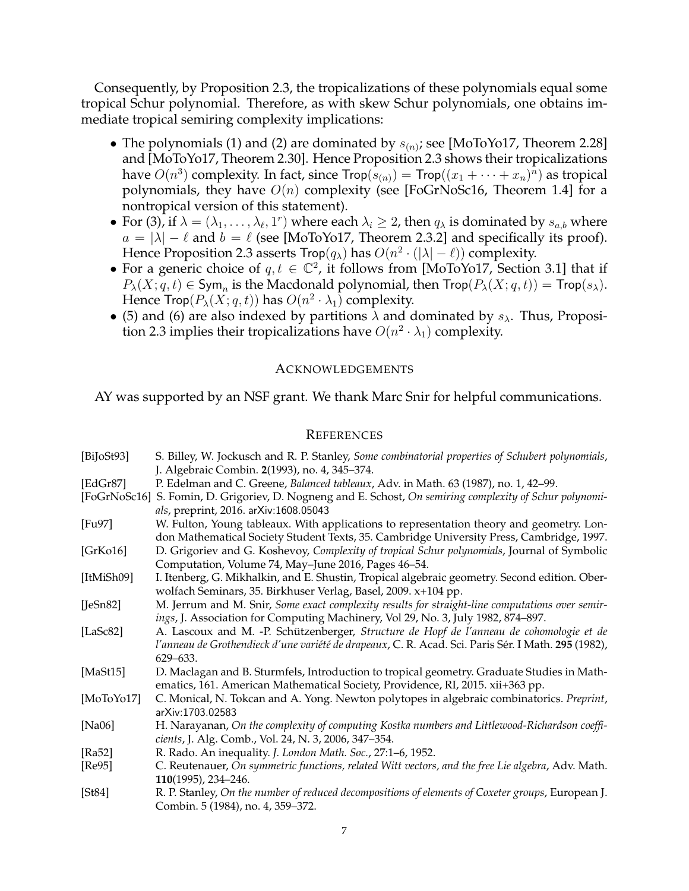Consequently, by Proposition 2.3, the tropicalizations of these polynomials equal some tropical Schur polynomial. Therefore, as with skew Schur polynomials, one obtains immediate tropical semiring complexity implications:

- The polynomials (1) and (2) are dominated by $s_{(n)}$; see [MoToYo17, Theorem 2.28] and [MoToYo17, Theorem 2.30]. Hence Proposition 2.3 shows their tropicalizations have $O(n^3)$ complexity. In fact, since $\mathsf{Trop}(s_{(n)}) = \mathsf{Trop}((x_1 + \cdots + x_n)^n)$ as tropical polynomials, they have $O(n)$ complexity (see [FoGrNoSc16, Theorem 1.4] for a nontropical version of this statement).
- For (3), if $\lambda = (\lambda_1, \ldots, \lambda_\ell, 1^r)$ where each $\lambda_i \geq 2$, then $q_\lambda$ is dominated by $s_{a,b}$ where $a = |\lambda| - \ell$ and $b = \ell$ (see [MoToYo17, Theorem 2.3.2] and specifically its proof). Hence Proposition 2.3 asserts $\mathsf{Trop}(q_\lambda)$ has $O(n^2 \cdot (|\lambda| - \ell))$ complexity.
- For a generic choice of $q, t \in \mathbb{C}^2$, it follows from [MoToYo17, Section 3.1] that if $P_\lambda(X; q, t) \in \mathsf{Sym}_n$ is the Macdonald polynomial, then $\mathsf{Trop}(P_\lambda(X; q, t)) = \mathsf{Trop}(s_\lambda)$. Hence $\mathsf{Trop}(P_\lambda(X; q, t))$ has $O(n^2 \cdot \lambda_1)$ complexity.
- (5) and (6) are also indexed by partitions $\lambda$ and dominated by $s_\lambda$. Thus, Proposition 2.3 implies their tropicalizations have $O(n^2 \cdot \lambda_1)$ complexity.

## Acknowledgements

AY was supported by an NSF grant. We thank Marc Snir for helpful communications.

## References

[BiJoSt93] S. Billey, W. Jockusch and R. P. Stanley, *Some combinatorial properties of Schubert polynomials*, J. Algebraic Combin. **2**(1993), no. 4, 345–374.

[EdGr87] P. Edelman and C. Greene, *Balanced tableaux*, Adv. in Math. 63 (1987), no. 1, 42–99.

[FoGrNoSc16] S. Fomin, D. Grigoriev, D. Nogneng and E. Schost, *On semiring complexity of Schur polynomials*, preprint, 2016. arXiv:1608.05043

[Fu97] W. Fulton, Young tableaux. With applications to representation theory and geometry. London Mathematical Society Student Texts, 35. Cambridge University Press, Cambridge, 1997.

[GrKo16] D. Grigoriev and G. Koshevoy, *Complexity of tropical Schur polynomials*, Journal of Symbolic Computation, Volume 74, May–June 2016, Pages 46–54.

[ItMiSh09] I. Itenberg, G. Mikhalkin, and E. Shustin, Tropical algebraic geometry. Second edition. Oberwolfach Seminars, 35. Birkhuser Verlag, Basel, 2009. x+104 pp.

[JeSn82] M. Jerrum and M. Snir, *Some exact complexity results for straight-line computations over semirings*, J. Association for Computing Machinery, Vol 29, No. 3, July 1982, 874–897.

[LaSc82] A. Lascoux and M. -P. Schützenberger, *Structure de Hopf de l'anneau de cohomologie et de l'anneau de Grothendieck d'une variété de drapeaux*, C. R. Acad. Sci. Paris Sér. I Math. **295** (1982), 629–633.

[MaSt15] D. Maclagan and B. Sturmfels, Introduction to tropical geometry. Graduate Studies in Mathematics, 161. American Mathematical Society, Providence, RI, 2015. xii+363 pp.

[MoToYo17] C. Monical, N. Tokcan and A. Yong. Newton polytopes in algebraic combinatorics. *Preprint*, arXiv:1703.02583

[Na06] H. Narayanan, *On the complexity of computing Kostka numbers and Littlewood-Richardson coefficients*, J. Alg. Comb., Vol. 24, N. 3, 2006, 347–354.

[Ra52] R. Rado. An inequality. *J. London Math. Soc.*, 27:1–6, 1952.

[Re95] C. Reutenauer, *On symmetric functions, related Witt vectors, and the free Lie algebra*, Adv. Math. **110**(1995), 234–246.

[St84] R. P. Stanley, *On the number of reduced decompositions of elements of Coxeter groups*, European J. Combin. 5 (1984), no. 4, 359–372.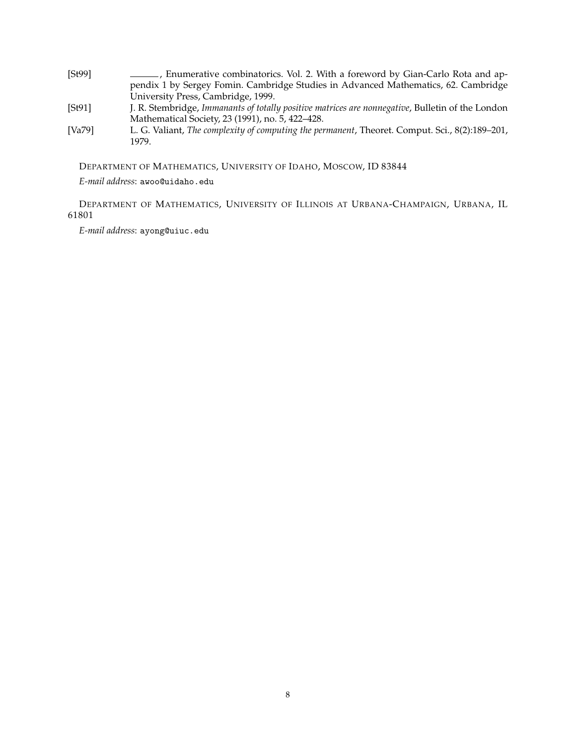[St99] ———, Enumerative combinatorics. Vol. 2. With a foreword by Gian-Carlo Rota and appendix 1 by Sergey Fomin. Cambridge Studies in Advanced Mathematics, 62. Cambridge University Press, Cambridge, 1999.

[St91] J. R. Stembridge, *Immanants of totally positive matrices are nonnegative*, Bulletin of the London Mathematical Society, 23 (1991), no. 5, 422–428.

[Va79] L. G. Valiant, *The complexity of computing the permanent*, Theoret. Comput. Sci., 8(2):189–201, 1979.

DEPARTMENT OF MATHEMATICS, UNIVERSITY OF IDAHO, MOSCOW, ID 83844

*E-mail address*: `awoo@uidaho.edu`

DEPARTMENT OF MATHEMATICS, UNIVERSITY OF ILLINOIS AT URBANA-CHAMPAIGN, URBANA, IL 61801

*E-mail address*: `ayong@uiuc.edu`